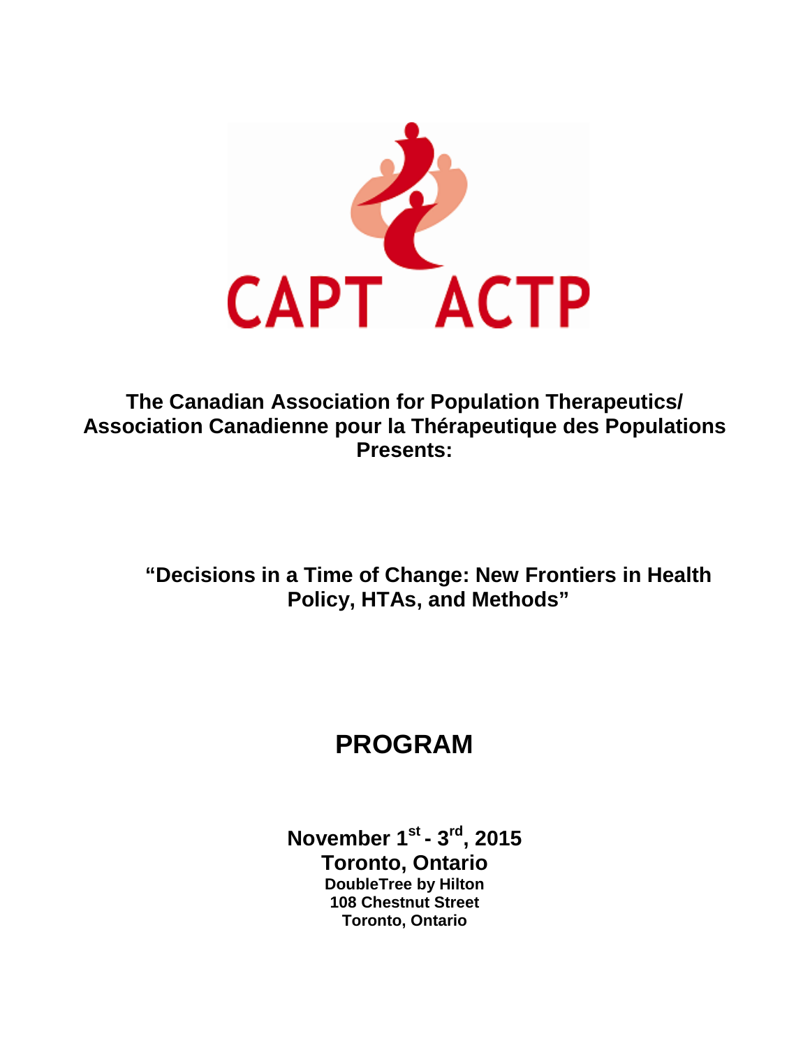CAPT ACTP

**The Canadian Association for Population Therapeutics/
Association Canadienne pour la Thérapeutique des Populations
Presents:**

## "Decisions in a Time of Change: New Frontiers in Health Policy, HTAs, and Methods"

# PROGRAM

**November 1st - 3rd, 2015**
**Toronto, Ontario**
**DoubleTree by Hilton**
**108 Chestnut Street**
**Toronto, Ontario**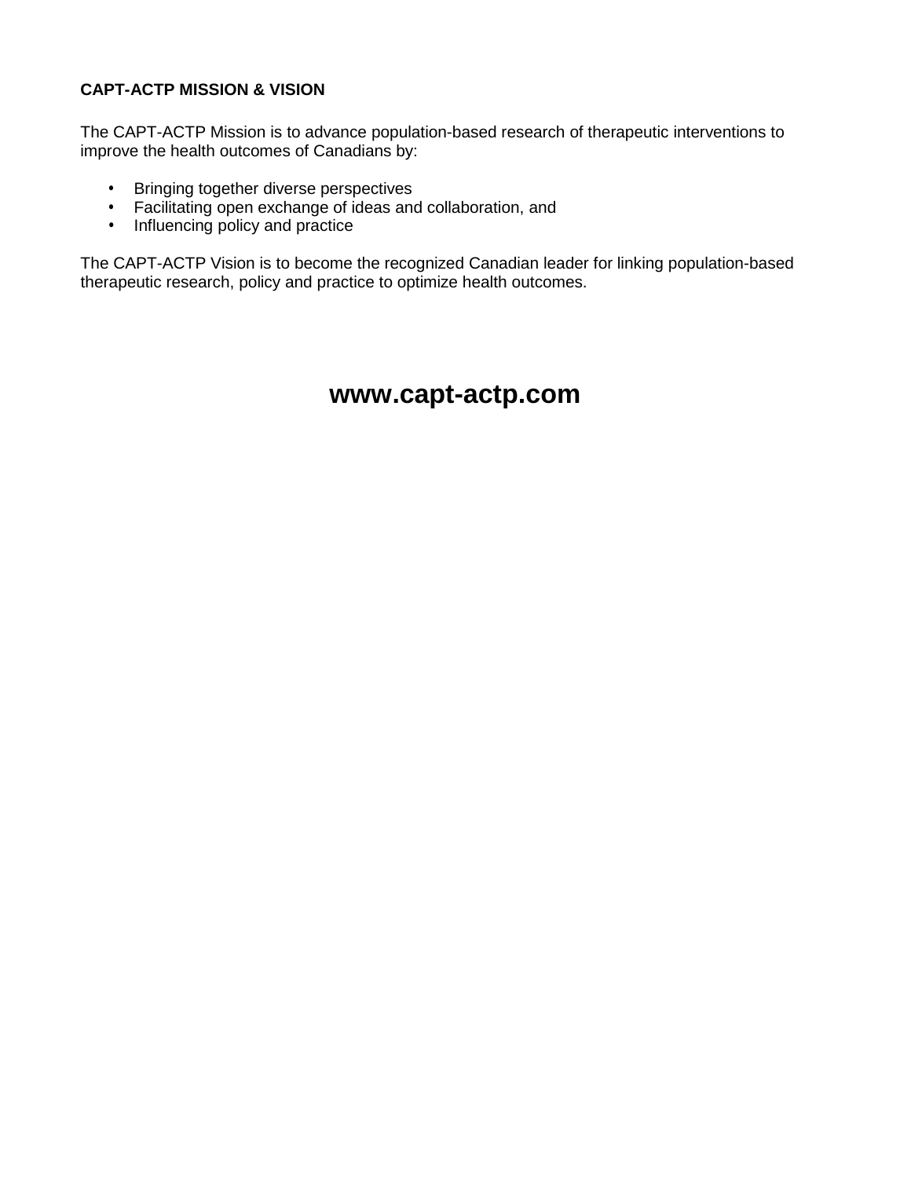## CAPT-ACTP MISSION & VISION

The CAPT-ACTP Mission is to advance population-based research of therapeutic interventions to improve the health outcomes of Canadians by:

- Bringing together diverse perspectives
- Facilitating open exchange of ideas and collaboration, and
- Influencing policy and practice

The CAPT-ACTP Vision is to become the recognized Canadian leader for linking population-based therapeutic research, policy and practice to optimize health outcomes.

**www.capt-actp.com**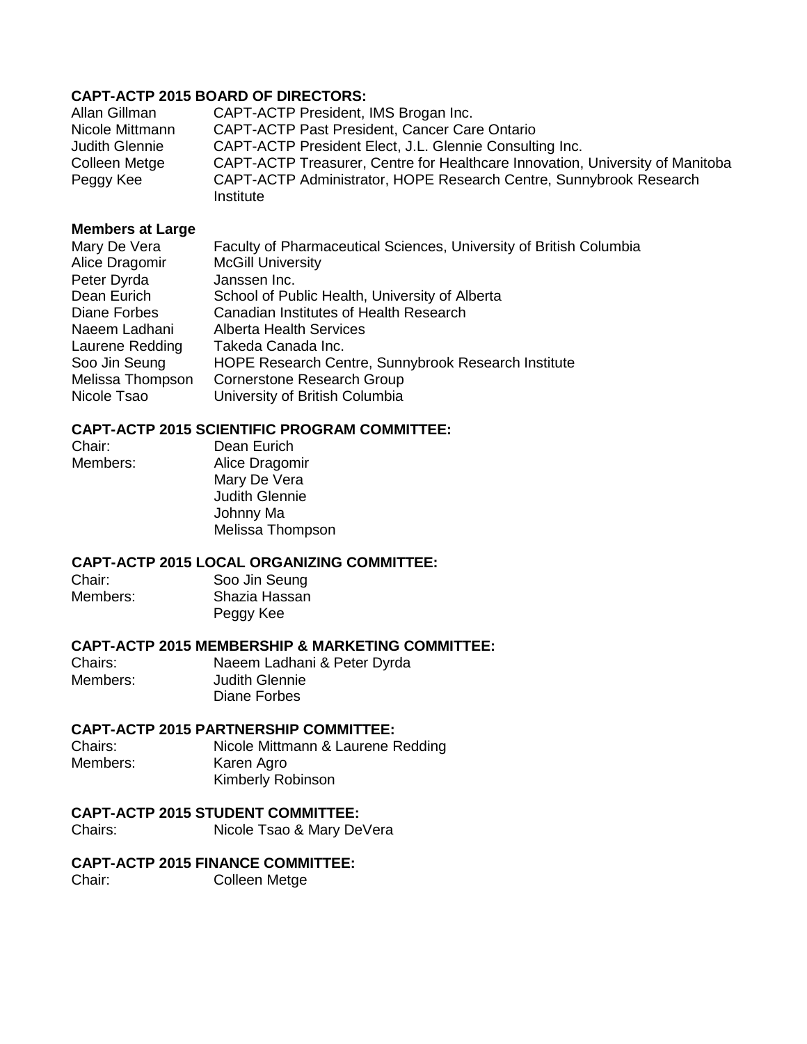**CAPT-ACTP 2015 BOARD OF DIRECTORS:**

| | |
|---|---|
| Allan Gillman | CAPT-ACTP President, IMS Brogan Inc. |
| Nicole Mittmann | CAPT-ACTP Past President, Cancer Care Ontario |
| Judith Glennie | CAPT-ACTP President Elect, J.L. Glennie Consulting Inc. |
| Colleen Metge | CAPT-ACTP Treasurer, Centre for Healthcare Innovation, University of Manitoba |
| Peggy Kee | CAPT-ACTP Administrator, HOPE Research Centre, Sunnybrook Research Institute |

**Members at Large**

| | |
|---|---|
| Mary De Vera | Faculty of Pharmaceutical Sciences, University of British Columbia |
| Alice Dragomir | McGill University |
| Peter Dyrda | Janssen Inc. |
| Dean Eurich | School of Public Health, University of Alberta |
| Diane Forbes | Canadian Institutes of Health Research |
| Naeem Ladhani | Alberta Health Services |
| Laurene Redding | Takeda Canada Inc. |
| Soo Jin Seung | HOPE Research Centre, Sunnybrook Research Institute |
| Melissa Thompson | Cornerstone Research Group |
| Nicole Tsao | University of British Columbia |

**CAPT-ACTP 2015 SCIENTIFIC PROGRAM COMMITTEE:**

Chair: Dean Eurich

Members:
- Alice Dragomir
- Mary De Vera
- Judith Glennie
- Johnny Ma
- Melissa Thompson

**CAPT-ACTP 2015 LOCAL ORGANIZING COMMITTEE:**

Chair: Soo Jin Seung

Members:
- Shazia Hassan
- Peggy Kee

**CAPT-ACTP 2015 MEMBERSHIP & MARKETING COMMITTEE:**

Chairs: Naeem Ladhani & Peter Dyrda

Members:
- Judith Glennie
- Diane Forbes

**CAPT-ACTP 2015 PARTNERSHIP COMMITTEE:**

Chairs: Nicole Mittmann & Laurene Redding

Members:
- Karen Agro
- Kimberly Robinson

**CAPT-ACTP 2015 STUDENT COMMITTEE:**

Chairs: Nicole Tsao & Mary DeVera

**CAPT-ACTP 2015 FINANCE COMMITTEE:**

Chair: Colleen Metge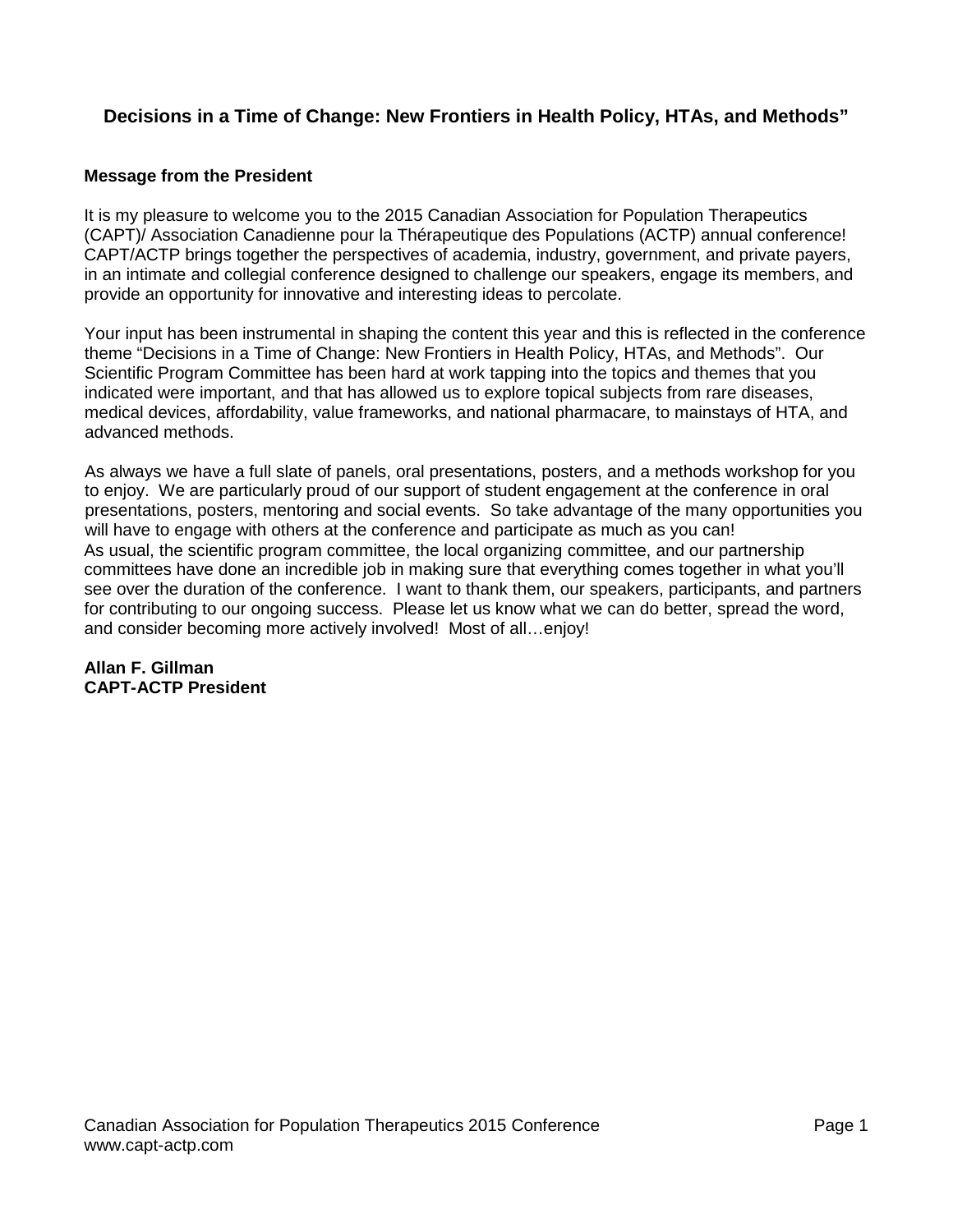## Decisions in a Time of Change: New Frontiers in Health Policy, HTAs, and Methods”

### Message from the President

It is my pleasure to welcome you to the 2015 Canadian Association for Population Therapeutics (CAPT)/ Association Canadienne pour la Thérapeutique des Populations (ACTP) annual conference! CAPT/ACTP brings together the perspectives of academia, industry, government, and private payers, in an intimate and collegial conference designed to challenge our speakers, engage its members, and provide an opportunity for innovative and interesting ideas to percolate.

Your input has been instrumental in shaping the content this year and this is reflected in the conference theme “Decisions in a Time of Change: New Frontiers in Health Policy, HTAs, and Methods”. Our Scientific Program Committee has been hard at work tapping into the topics and themes that you indicated were important, and that has allowed us to explore topical subjects from rare diseases, medical devices, affordability, value frameworks, and national pharmacare, to mainstays of HTA, and advanced methods.

As always we have a full slate of panels, oral presentations, posters, and a methods workshop for you to enjoy. We are particularly proud of our support of student engagement at the conference in oral presentations, posters, mentoring and social events. So take advantage of the many opportunities you will have to engage with others at the conference and participate as much as you can!
As usual, the scientific program committee, the local organizing committee, and our partnership committees have done an incredible job in making sure that everything comes together in what you'll see over the duration of the conference. I want to thank them, our speakers, participants, and partners for contributing to our ongoing success. Please let us know what we can do better, spread the word, and consider becoming more actively involved! Most of all…enjoy!

**Allan F. Gillman**
**CAPT-ACTP President**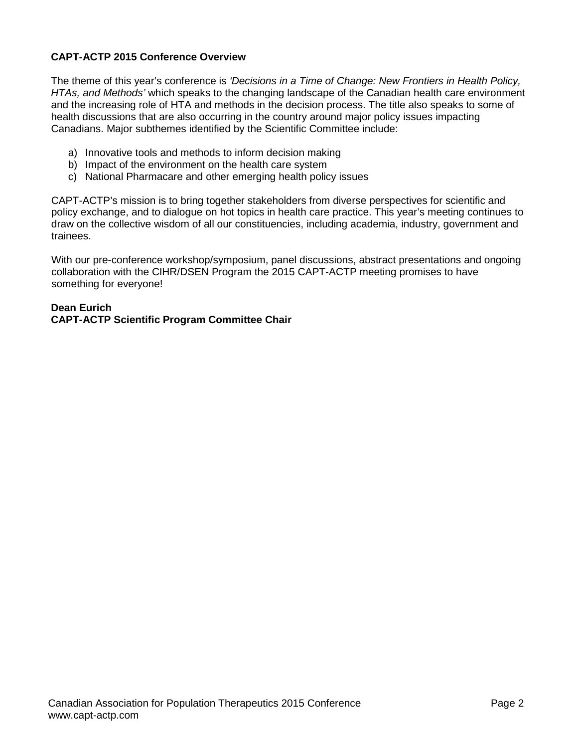## CAPT-ACTP 2015 Conference Overview

The theme of this year's conference is *'Decisions in a Time of Change: New Frontiers in Health Policy, HTAs, and Methods'* which speaks to the changing landscape of the Canadian health care environment and the increasing role of HTA and methods in the decision process. The title also speaks to some of health discussions that are also occurring in the country around major policy issues impacting Canadians. Major subthemes identified by the Scientific Committee include:

a) Innovative tools and methods to inform decision making
b) Impact of the environment on the health care system
c) National Pharmacare and other emerging health policy issues

CAPT-ACTP's mission is to bring together stakeholders from diverse perspectives for scientific and policy exchange, and to dialogue on hot topics in health care practice. This year's meeting continues to draw on the collective wisdom of all our constituencies, including academia, industry, government and trainees.

With our pre-conference workshop/symposium, panel discussions, abstract presentations and ongoing collaboration with the CIHR/DSEN Program the 2015 CAPT-ACTP meeting promises to have something for everyone!

**Dean Eurich**
**CAPT-ACTP Scientific Program Committee Chair**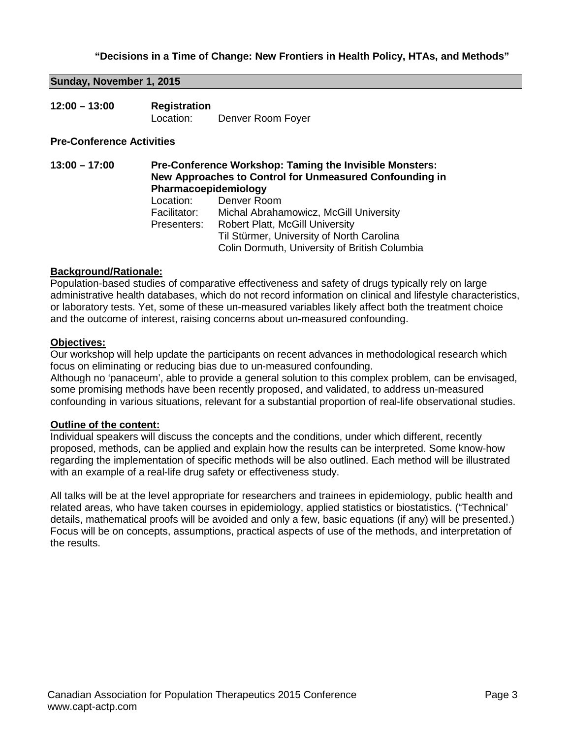**"Decisions in a Time of Change: New Frontiers in Health Policy, HTAs, and Methods"**

## Sunday, November 1, 2015

**12:00 – 13:00** **Registration**
Location: Denver Room Foyer

### Pre-Conference Activities

**13:00 – 17:00** **Pre-Conference Workshop: Taming the Invisible Monsters: New Approaches to Control for Unmeasured Confounding in Pharmacoepidemiology**
Location: Denver Room
Facilitator: Michal Abrahamowicz, McGill University
Presenters: Robert Platt, McGill University
Til Stürmer, University of North Carolina
Colin Dormuth, University of British Columbia

**Background/Rationale:**
Population-based studies of comparative effectiveness and safety of drugs typically rely on large administrative health databases, which do not record information on clinical and lifestyle characteristics, or laboratory tests. Yet, some of these un-measured variables likely affect both the treatment choice and the outcome of interest, raising concerns about un-measured confounding.

**Objectives:**
Our workshop will help update the participants on recent advances in methodological research which focus on eliminating or reducing bias due to un-measured confounding.
Although no 'panaceum', able to provide a general solution to this complex problem, can be envisaged, some promising methods have been recently proposed, and validated, to address un-measured confounding in various situations, relevant for a substantial proportion of real-life observational studies.

**Outline of the content:**
Individual speakers will discuss the concepts and the conditions, under which different, recently proposed, methods, can be applied and explain how the results can be interpreted. Some know-how regarding the implementation of specific methods will be also outlined. Each method will be illustrated with an example of a real-life drug safety or effectiveness study.

All talks will be at the level appropriate for researchers and trainees in epidemiology, public health and related areas, who have taken courses in epidemiology, applied statistics or biostatistics. ("Technical' details, mathematical proofs will be avoided and only a few, basic equations (if any) will be presented.) Focus will be on concepts, assumptions, practical aspects of use of the methods, and interpretation of the results.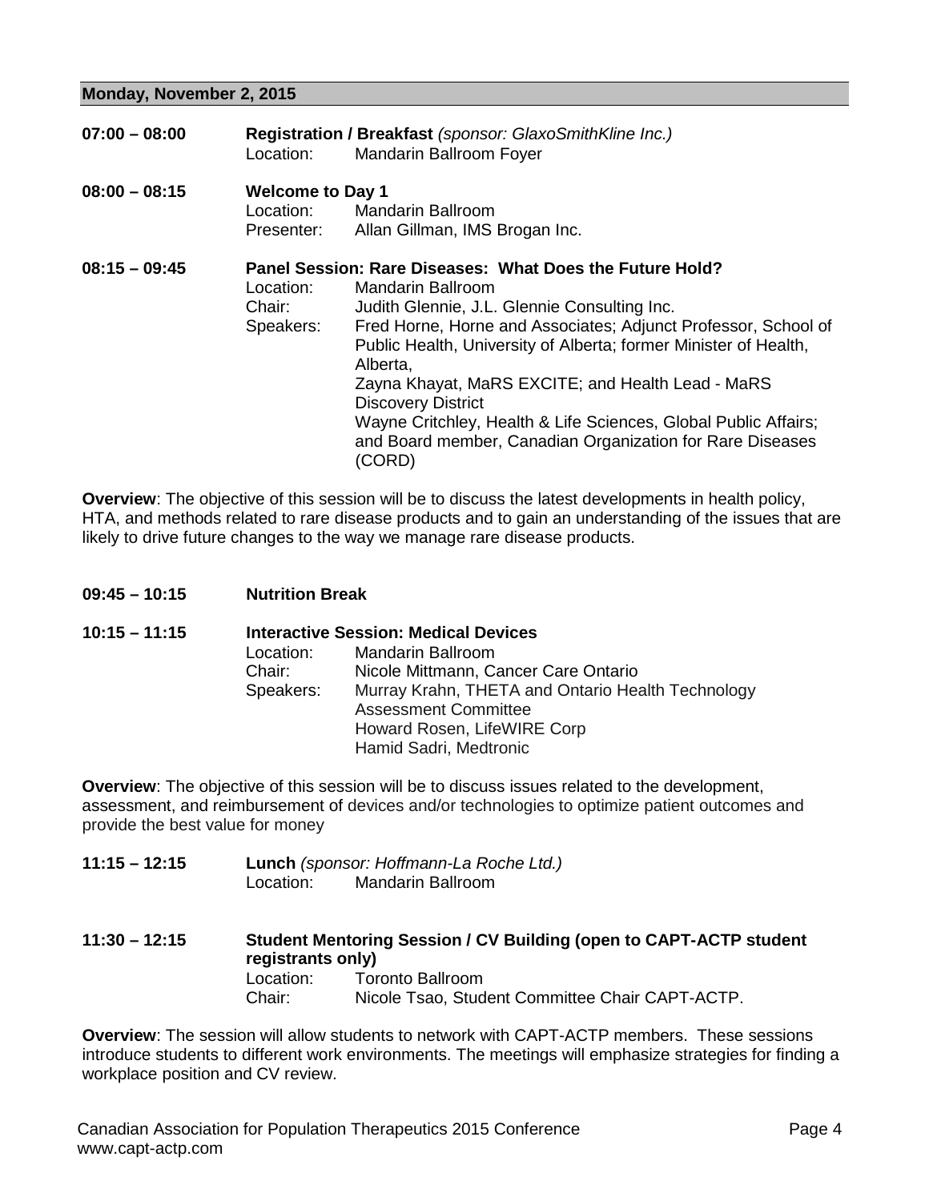## Monday, November 2, 2015

**07:00 – 08:00** **Registration / Breakfast** *(sponsor: GlaxoSmithKline Inc.)*
Location: Mandarin Ballroom Foyer

**08:00 – 08:15** **Welcome to Day 1**
Location: Mandarin Ballroom
Presenter: Allan Gillman, IMS Brogan Inc.

**08:15 – 09:45** **Panel Session: Rare Diseases: What Does the Future Hold?**
Location: Mandarin Ballroom
Chair: Judith Glennie, J.L. Glennie Consulting Inc.
Speakers: Fred Horne, Horne and Associates; Adjunct Professor, School of Public Health, University of Alberta; former Minister of Health, Alberta,
Zayna Khayat, MaRS EXCITE; and Health Lead - MaRS Discovery District
Wayne Critchley, Health & Life Sciences, Global Public Affairs; and Board member, Canadian Organization for Rare Diseases (CORD)

**Overview**: The objective of this session will be to discuss the latest developments in health policy, HTA, and methods related to rare disease products and to gain an understanding of the issues that are likely to drive future changes to the way we manage rare disease products.

**09:45 – 10:15** **Nutrition Break**

**10:15 – 11:15** **Interactive Session: Medical Devices**
Location: Mandarin Ballroom
Chair: Nicole Mittmann, Cancer Care Ontario
Speakers: Murray Krahn, THETA and Ontario Health Technology Assessment Committee
Howard Rosen, LifeWIRE Corp
Hamid Sadri, Medtronic

**Overview**: The objective of this session will be to discuss issues related to the development, assessment, and reimbursement of devices and/or technologies to optimize patient outcomes and provide the best value for money

**11:15 – 12:15** **Lunch** *(sponsor: Hoffmann-La Roche Ltd.)*
Location: Mandarin Ballroom

**11:30 – 12:15** **Student Mentoring Session / CV Building (open to CAPT-ACTP student registrants only)**
Location: Toronto Ballroom
Chair: Nicole Tsao, Student Committee Chair CAPT-ACTP.

**Overview**: The session will allow students to network with CAPT-ACTP members. These sessions introduce students to different work environments. The meetings will emphasize strategies for finding a workplace position and CV review.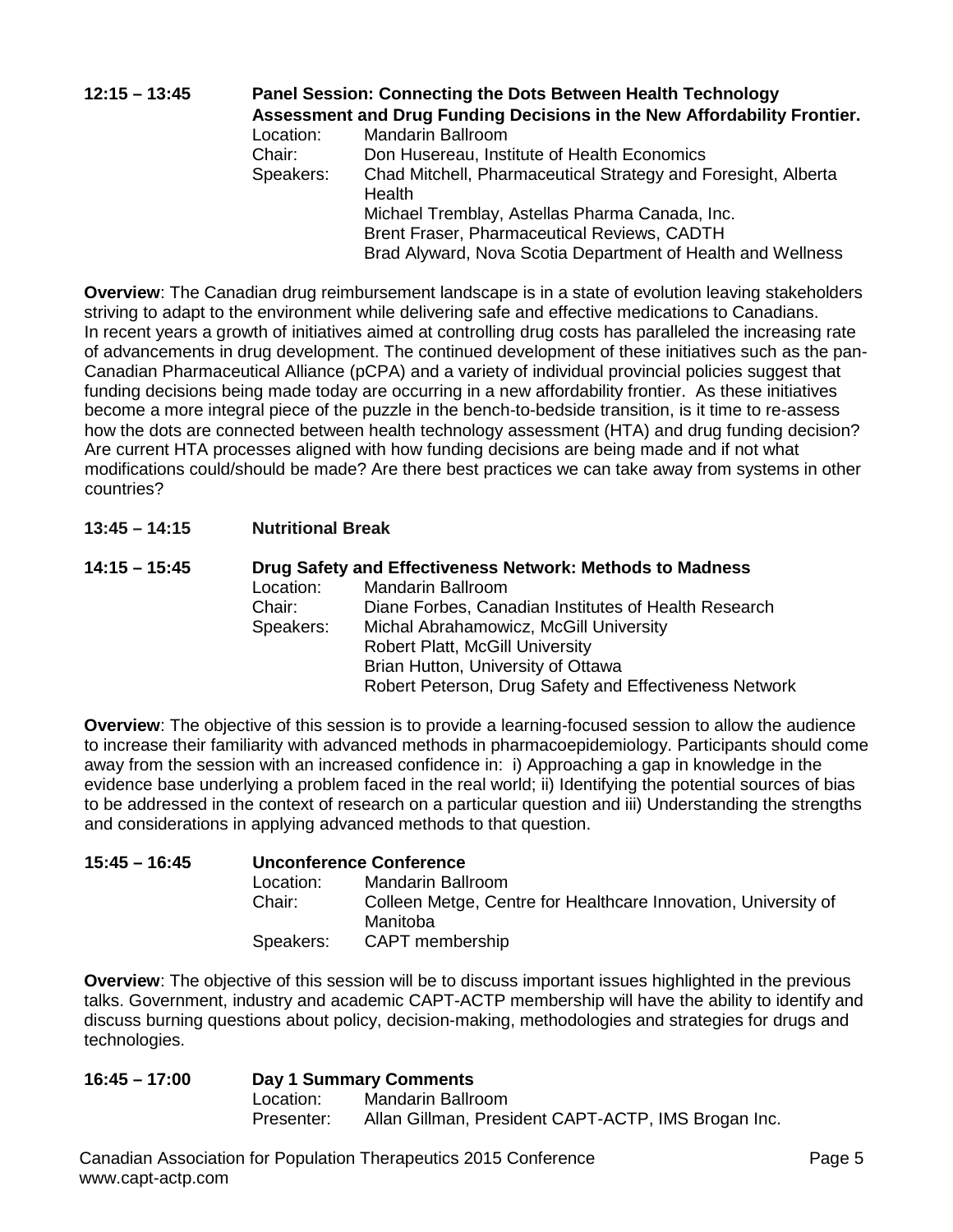**12:15 – 13:45** **Panel Session: Connecting the Dots Between Health Technology Assessment and Drug Funding Decisions in the New Affordability Frontier.**

Location: Mandarin Ballroom
Chair: Don Husereau, Institute of Health Economics
Speakers: Chad Mitchell, Pharmaceutical Strategy and Foresight, Alberta Health
Michael Tremblay, Astellas Pharma Canada, Inc.
Brent Fraser, Pharmaceutical Reviews, CADTH
Brad Alyward, Nova Scotia Department of Health and Wellness

**Overview**: The Canadian drug reimbursement landscape is in a state of evolution leaving stakeholders striving to adapt to the environment while delivering safe and effective medications to Canadians. In recent years a growth of initiatives aimed at controlling drug costs has paralleled the increasing rate of advancements in drug development. The continued development of these initiatives such as the pan-Canadian Pharmaceutical Alliance (pCPA) and a variety of individual provincial policies suggest that funding decisions being made today are occurring in a new affordability frontier. As these initiatives become a more integral piece of the puzzle in the bench-to-bedside transition, is it time to re-assess how the dots are connected between health technology assessment (HTA) and drug funding decision? Are current HTA processes aligned with how funding decisions are being made and if not what modifications could/should be made? Are there best practices we can take away from systems in other countries?

**13:45 – 14:15** **Nutritional Break**

**14:15 – 15:45** **Drug Safety and Effectiveness Network: Methods to Madness**

Location: Mandarin Ballroom
Chair: Diane Forbes, Canadian Institutes of Health Research
Speakers: Michal Abrahamowicz, McGill University
Robert Platt, McGill University
Brian Hutton, University of Ottawa
Robert Peterson, Drug Safety and Effectiveness Network

**Overview**: The objective of this session is to provide a learning-focused session to allow the audience to increase their familiarity with advanced methods in pharmacoepidemiology. Participants should come away from the session with an increased confidence in: i) Approaching a gap in knowledge in the evidence base underlying a problem faced in the real world; ii) Identifying the potential sources of bias to be addressed in the context of research on a particular question and iii) Understanding the strengths and considerations in applying advanced methods to that question.

**15:45 – 16:45** **Unconference Conference**

Location: Mandarin Ballroom
Chair: Colleen Metge, Centre for Healthcare Innovation, University of Manitoba
Speakers: CAPT membership

**Overview**: The objective of this session will be to discuss important issues highlighted in the previous talks. Government, industry and academic CAPT-ACTP membership will have the ability to identify and discuss burning questions about policy, decision-making, methodologies and strategies for drugs and technologies.

**16:45 – 17:00** **Day 1 Summary Comments**

Location: Mandarin Ballroom
Presenter: Allan Gillman, President CAPT-ACTP, IMS Brogan Inc.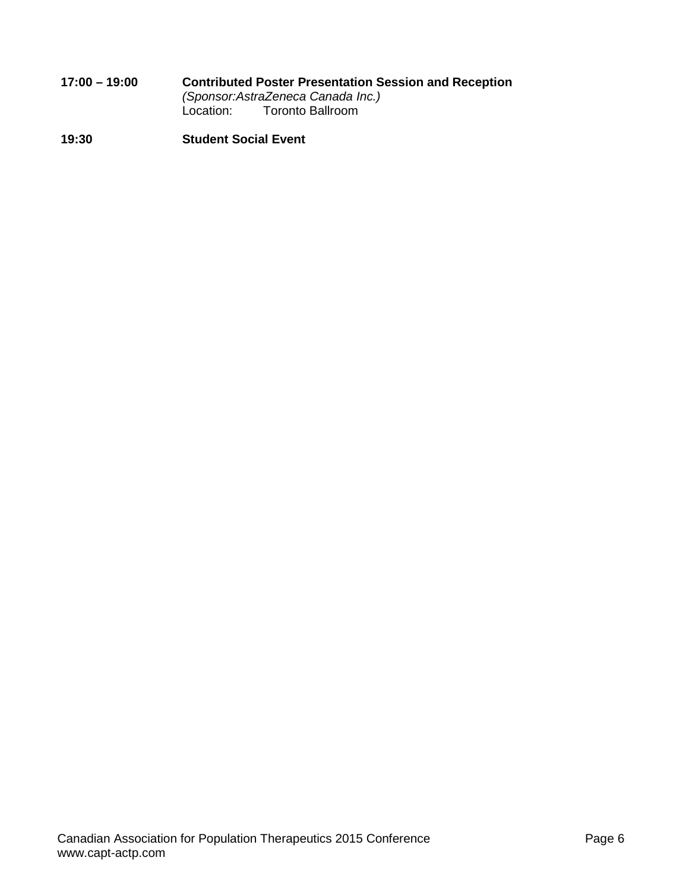**17:00 – 19:00** **Contributed Poster Presentation Session and Reception**
*(Sponsor:AstraZeneca Canada Inc.)*
Location: Toronto Ballroom

**19:30** **Student Social Event**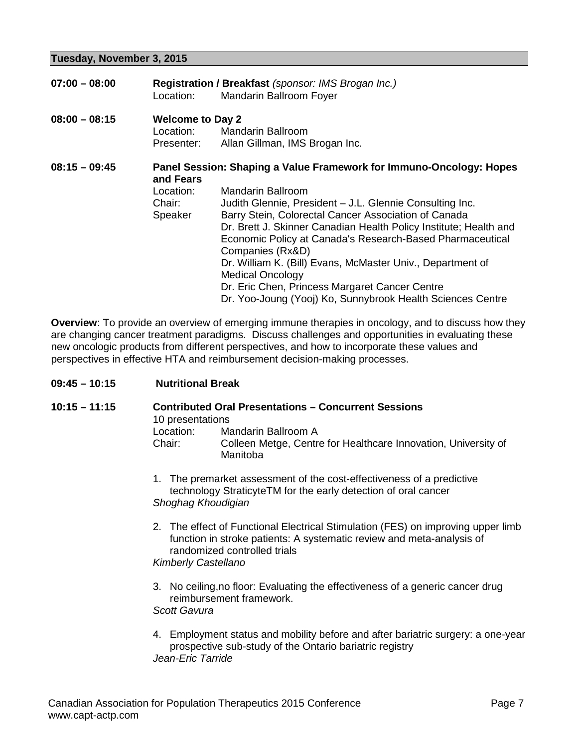## Tuesday, November 3, 2015

**07:00 – 08:00** **Registration / Breakfast** *(sponsor: IMS Brogan Inc.)*
Location: Mandarin Ballroom Foyer

**08:00 – 08:15** **Welcome to Day 2**
Location: Mandarin Ballroom
Presenter: Allan Gillman, IMS Brogan Inc.

**08:15 – 09:45** **Panel Session: Shaping a Value Framework for Immuno-Oncology: Hopes and Fears**
Location: Mandarin Ballroom
Chair: Judith Glennie, President – J.L. Glennie Consulting Inc.
Speaker Barry Stein, Colorectal Cancer Association of Canada
Dr. Brett J. Skinner Canadian Health Policy Institute; Health and Economic Policy at Canada's Research-Based Pharmaceutical Companies (Rx&D)
Dr. William K. (Bill) Evans, McMaster Univ., Department of Medical Oncology
Dr. Eric Chen, Princess Margaret Cancer Centre
Dr. Yoo-Joung (Yooj) Ko, Sunnybrook Health Sciences Centre

**Overview**: To provide an overview of emerging immune therapies in oncology, and to discuss how they are changing cancer treatment paradigms. Discuss challenges and opportunities in evaluating these new oncologic products from different perspectives, and how to incorporate these values and perspectives in effective HTA and reimbursement decision-making processes.

**09:45 – 10:15** **Nutritional Break**

**10:15 – 11:15** **Contributed Oral Presentations – Concurrent Sessions**
10 presentations
Location: Mandarin Ballroom A
Chair: Colleen Metge, Centre for Healthcare Innovation, University of Manitoba

1. The premarket assessment of the cost-effectiveness of a predictive technology StraticyteTM for the early detection of oral cancer
   *Shoghag Khoudigian*

2. The effect of Functional Electrical Stimulation (FES) on improving upper limb function in stroke patients: A systematic review and meta-analysis of randomized controlled trials
   *Kimberly Castellano*

3. No ceiling,no floor: Evaluating the effectiveness of a generic cancer drug reimbursement framework.
   *Scott Gavura*

4. Employment status and mobility before and after bariatric surgery: a one-year prospective sub-study of the Ontario bariatric registry
   *Jean-Eric Tarride*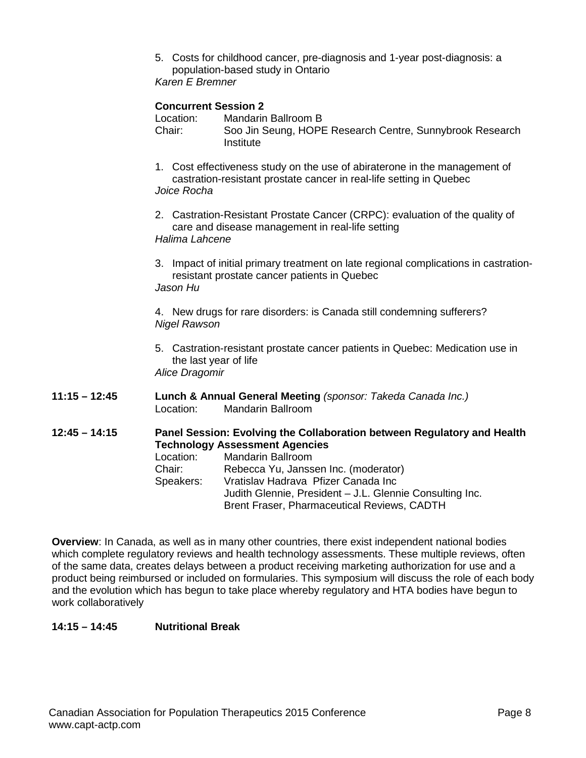5. Costs for childhood cancer, pre-diagnosis and 1-year post-diagnosis: a population-based study in Ontario
*Karen E Bremner*

**Concurrent Session 2**
Location: Mandarin Ballroom B
Chair: Soo Jin Seung, HOPE Research Centre, Sunnybrook Research Institute

1. Cost effectiveness study on the use of abiraterone in the management of castration-resistant prostate cancer in real-life setting in Quebec
*Joice Rocha*

2. Castration-Resistant Prostate Cancer (CRPC): evaluation of the quality of care and disease management in real-life setting
*Halima Lahcene*

3. Impact of initial primary treatment on late regional complications in castration-resistant prostate cancer patients in Quebec
*Jason Hu*

4. New drugs for rare disorders: is Canada still condemning sufferers?
*Nigel Rawson*

5. Castration-resistant prostate cancer patients in Quebec: Medication use in the last year of life
*Alice Dragomir*

**11:15 – 12:45** **Lunch & Annual General Meeting** *(sponsor: Takeda Canada Inc.)*
Location: Mandarin Ballroom

**12:45 – 14:15** **Panel Session: Evolving the Collaboration between Regulatory and Health Technology Assessment Agencies**
Location: Mandarin Ballroom
Chair: Rebecca Yu, Janssen Inc. (moderator)
Speakers: Vratislav Hadrava Pfizer Canada Inc
Judith Glennie, President – J.L. Glennie Consulting Inc.
Brent Fraser, Pharmaceutical Reviews, CADTH

**Overview**: In Canada, as well as in many other countries, there exist independent national bodies which complete regulatory reviews and health technology assessments. These multiple reviews, often of the same data, creates delays between a product receiving marketing authorization for use and a product being reimbursed or included on formularies. This symposium will discuss the role of each body and the evolution which has begun to take place whereby regulatory and HTA bodies have begun to work collaboratively

**14:15 – 14:45** **Nutritional Break**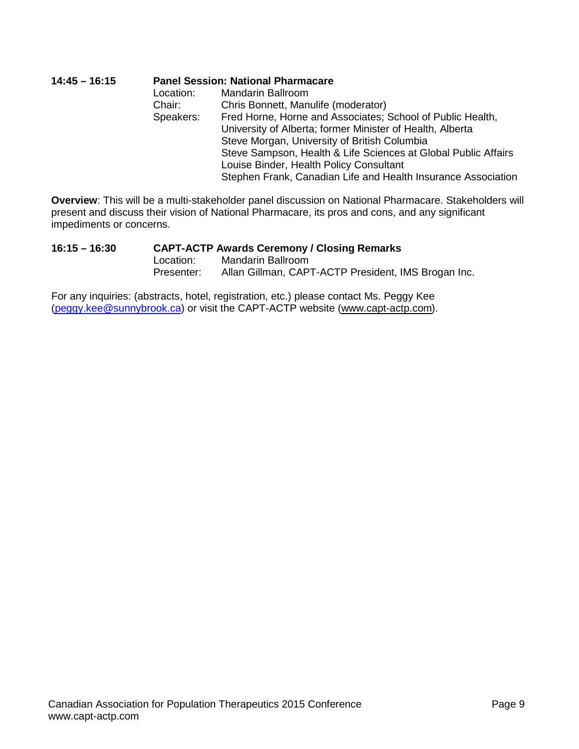**14:45 – 16:15** **Panel Session: National Pharmacare**

Location: Mandarin Ballroom
Chair: Chris Bonnett, Manulife (moderator)
Speakers: Fred Horne, Horne and Associates; School of Public Health, University of Alberta; former Minister of Health, Alberta
Steve Morgan, University of British Columbia
Steve Sampson, Health & Life Sciences at Global Public Affairs
Louise Binder, Health Policy Consultant
Stephen Frank, Canadian Life and Health Insurance Association

**Overview**: This will be a multi-stakeholder panel discussion on National Pharmacare. Stakeholders will present and discuss their vision of National Pharmacare, its pros and cons, and any significant impediments or concerns.

**16:15 – 16:30** **CAPT-ACTP Awards Ceremony / Closing Remarks**

Location: Mandarin Ballroom
Presenter: Allan Gillman, CAPT-ACTP President, IMS Brogan Inc.

For any inquiries: (abstracts, hotel, registration, etc.) please contact Ms. Peggy Kee (peggy.kee@sunnybrook.ca) or visit the CAPT-ACTP website (www.capt-actp.com).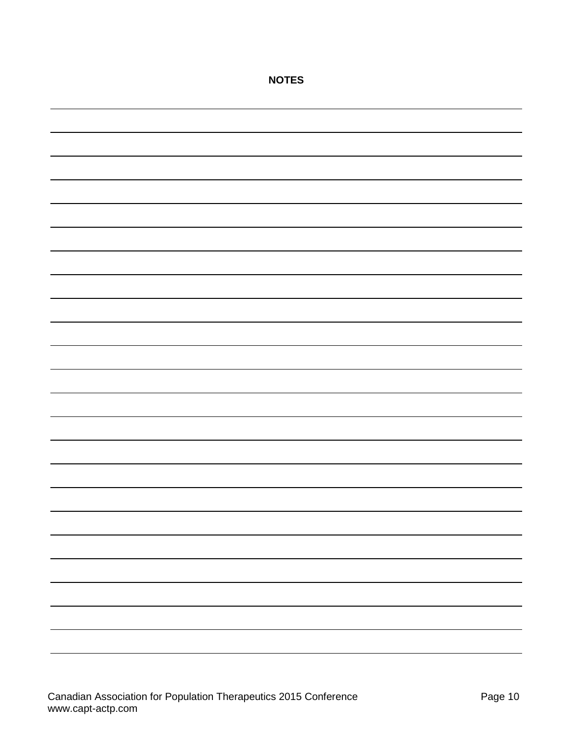**NOTES**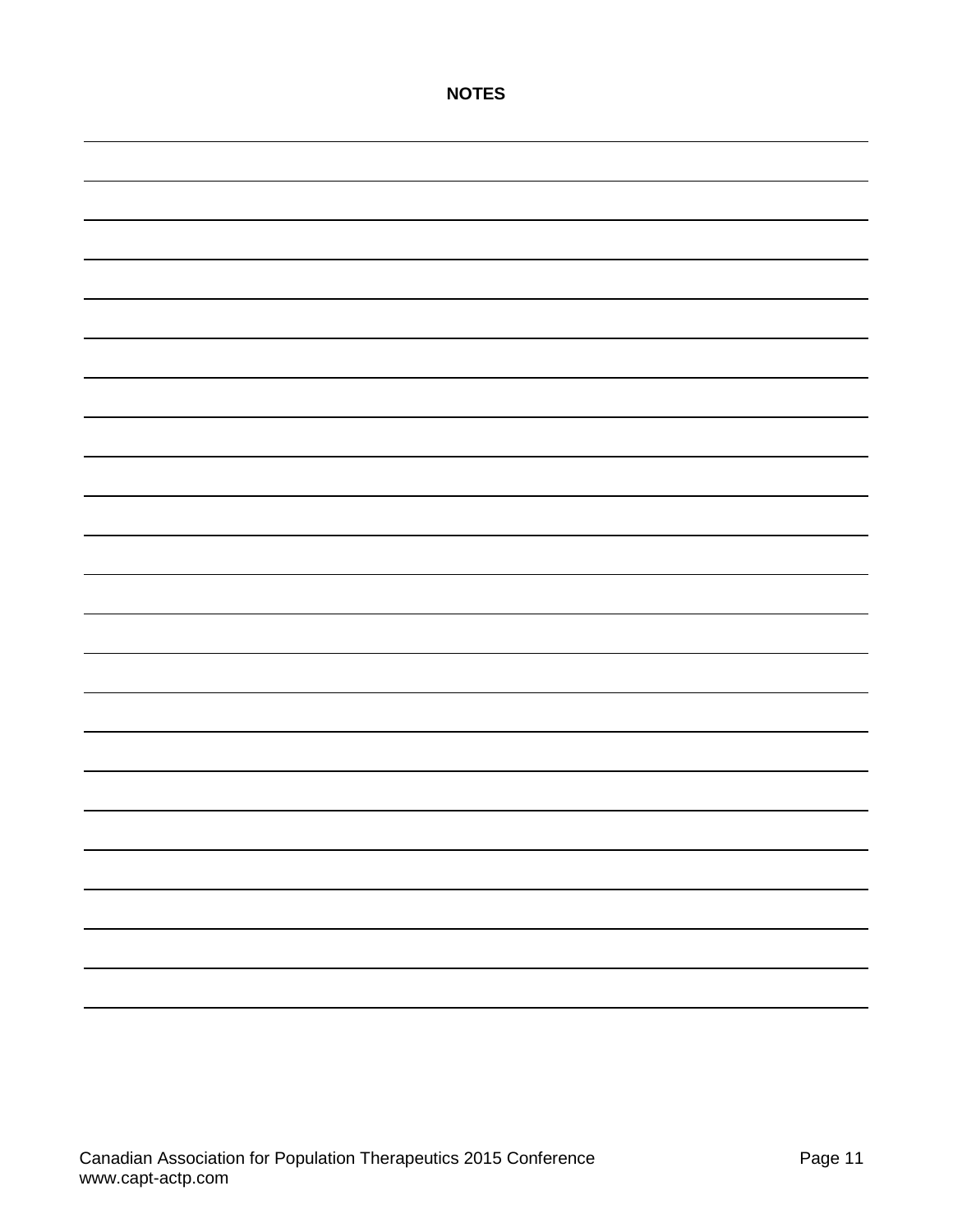**NOTES**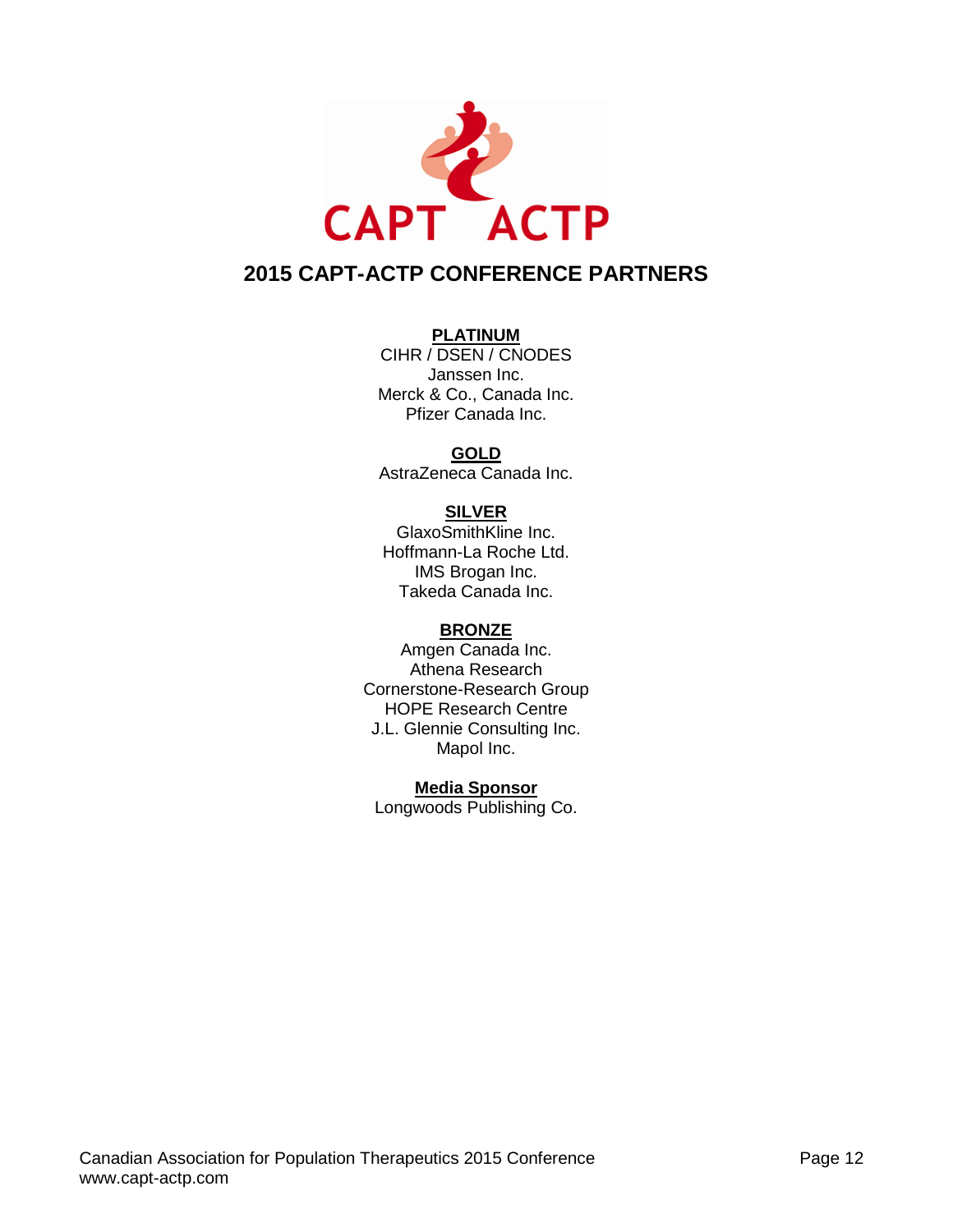CAPT ACTP

## 2015 CAPT-ACTP CONFERENCE PARTNERS

**PLATINUM**

CIHR / DSEN / CNODES
Janssen Inc.
Merck & Co., Canada Inc.
Pfizer Canada Inc.

**GOLD**

AstraZeneca Canada Inc.

**SILVER**

GlaxoSmithKline Inc.
Hoffmann-La Roche Ltd.
IMS Brogan Inc.
Takeda Canada Inc.

**BRONZE**

Amgen Canada Inc.
Athena Research
Cornerstone-Research Group
HOPE Research Centre
J.L. Glennie Consulting Inc.
Mapol Inc.

**Media Sponsor**

Longwoods Publishing Co.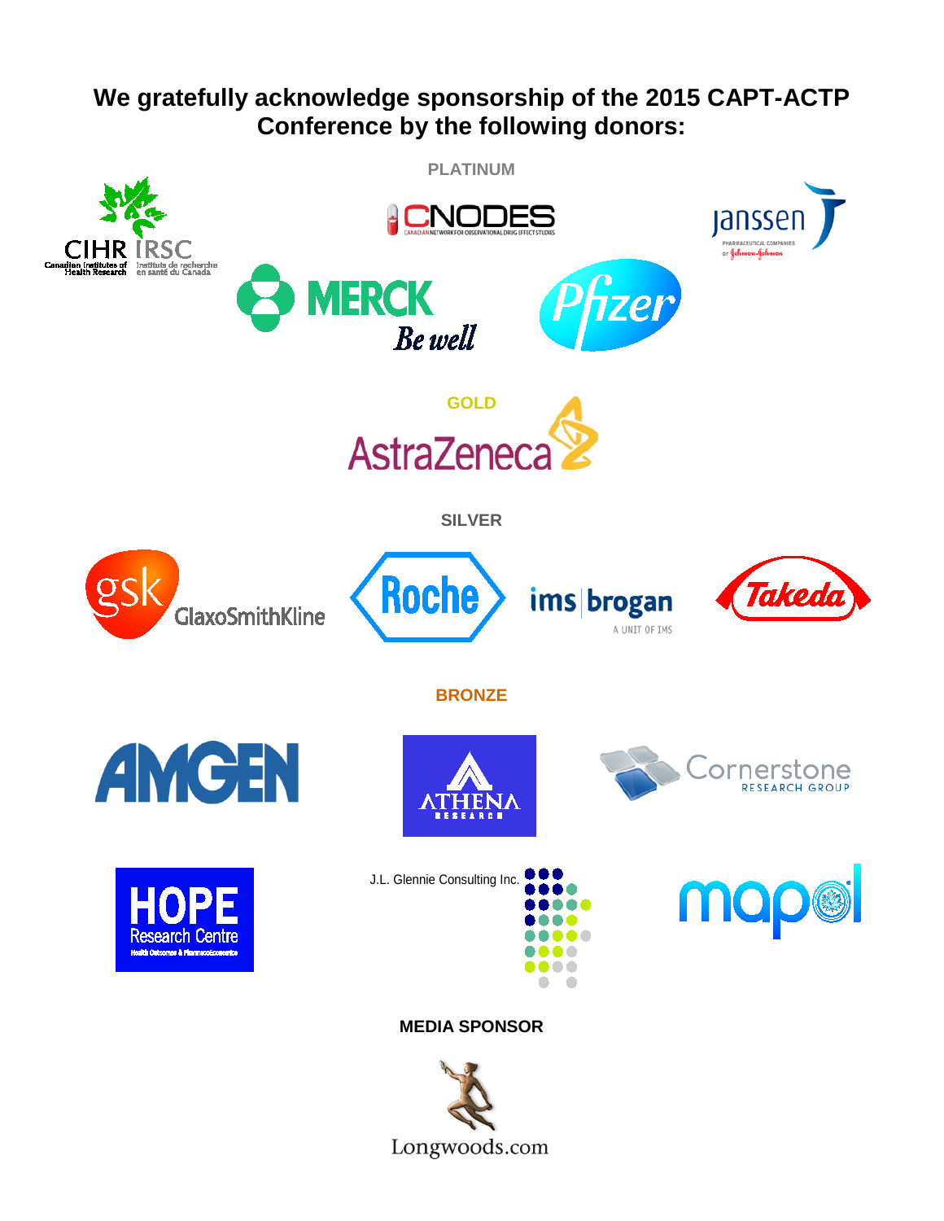# We gratefully acknowledge sponsorship of the 2015 CAPT-ACTP Conference by the following donors:

## PLATINUM

CIHR IRSC
Canadian Institutes of Health Research
Instituts de recherche en santé du Canada

CNODES
CANADIAN NETWORK FOR OBSERVATIONAL DRUG EFFECT STUDIES

janssen
PHARMACEUTICAL COMPANIES OF Johnson & Johnson

MERCK
Be well

Pfizer

## GOLD

AstraZeneca

## SILVER

gsk GlaxoSmithKline

Roche

ims brogan
A UNIT OF IMS

Takeda

## BRONZE

AMGEN

ATHENA RESEARCH

Cornerstone
RESEARCH GROUP

HOPE
Research Centre
Health Outcomes & Pharmacoeconomics

J.L. Glennie Consulting Inc.

mapi

## MEDIA SPONSOR

Longwoods.com